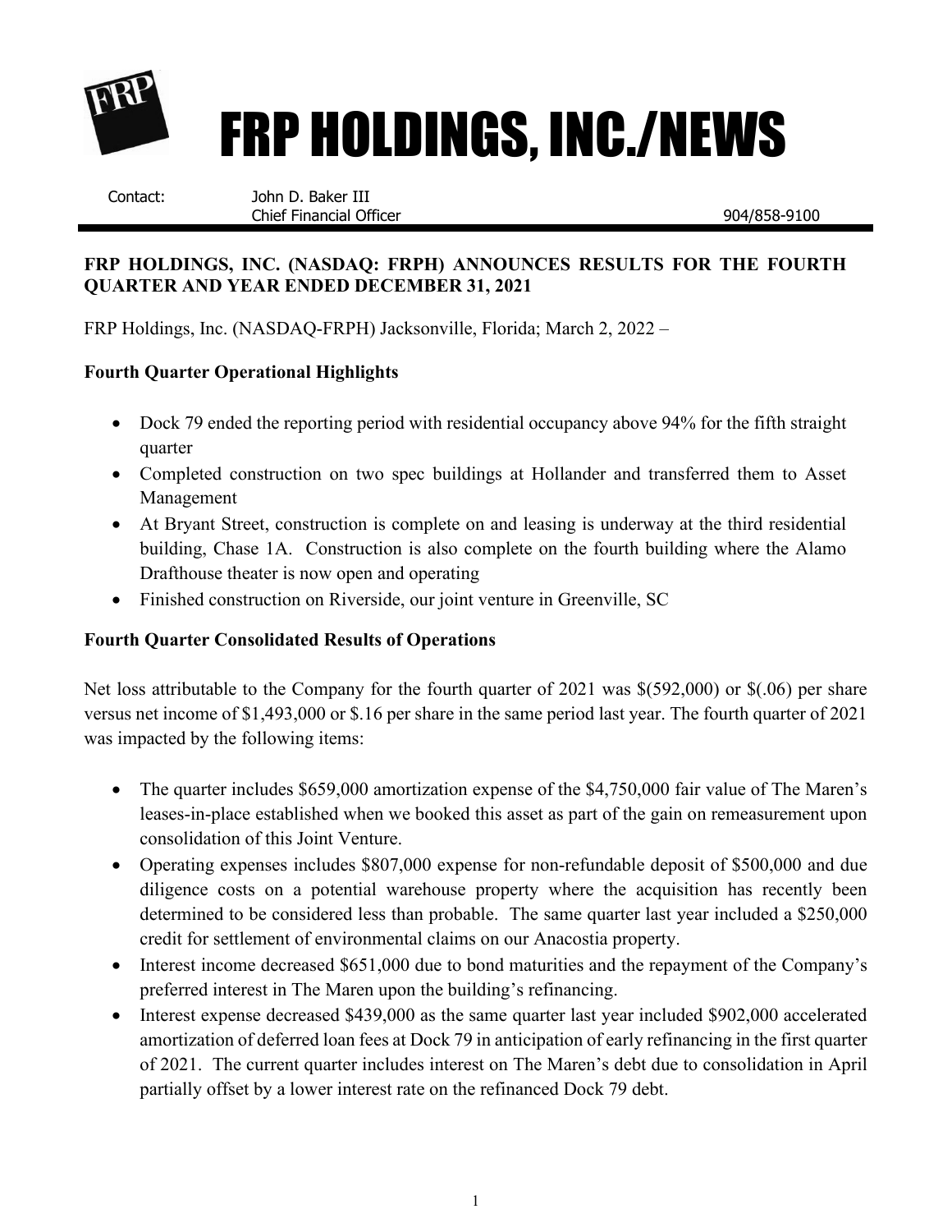# FRP HOLDINGS, INC./NEWS

Contact: John D. Baker III
Chief Financial Officer 904/858-9100

**FRP HOLDINGS, INC. (NASDAQ: FRPH) ANNOUNCES RESULTS FOR THE FOURTH QUARTER AND YEAR ENDED DECEMBER 31, 2021**

FRP Holdings, Inc. (NASDAQ-FRPH) Jacksonville, Florida; March 2, 2022 –

**Fourth Quarter Operational Highlights**

- Dock 79 ended the reporting period with residential occupancy above 94% for the fifth straight quarter
- Completed construction on two spec buildings at Hollander and transferred them to Asset Management
- At Bryant Street, construction is complete on and leasing is underway at the third residential building, Chase 1A. Construction is also complete on the fourth building where the Alamo Drafthouse theater is now open and operating
- Finished construction on Riverside, our joint venture in Greenville, SC

**Fourth Quarter Consolidated Results of Operations**

Net loss attributable to the Company for the fourth quarter of 2021 was $(592,000) or $(.06) per share versus net income of $1,493,000 or $.16 per share in the same period last year. The fourth quarter of 2021 was impacted by the following items:

- The quarter includes $659,000 amortization expense of the $4,750,000 fair value of The Maren's leases-in-place established when we booked this asset as part of the gain on remeasurement upon consolidation of this Joint Venture.
- Operating expenses includes $807,000 expense for non-refundable deposit of $500,000 and due diligence costs on a potential warehouse property where the acquisition has recently been determined to be considered less than probable. The same quarter last year included a $250,000 credit for settlement of environmental claims on our Anacostia property.
- Interest income decreased $651,000 due to bond maturities and the repayment of the Company's preferred interest in The Maren upon the building's refinancing.
- Interest expense decreased $439,000 as the same quarter last year included $902,000 accelerated amortization of deferred loan fees at Dock 79 in anticipation of early refinancing in the first quarter of 2021. The current quarter includes interest on The Maren's debt due to consolidation in April partially offset by a lower interest rate on the refinanced Dock 79 debt.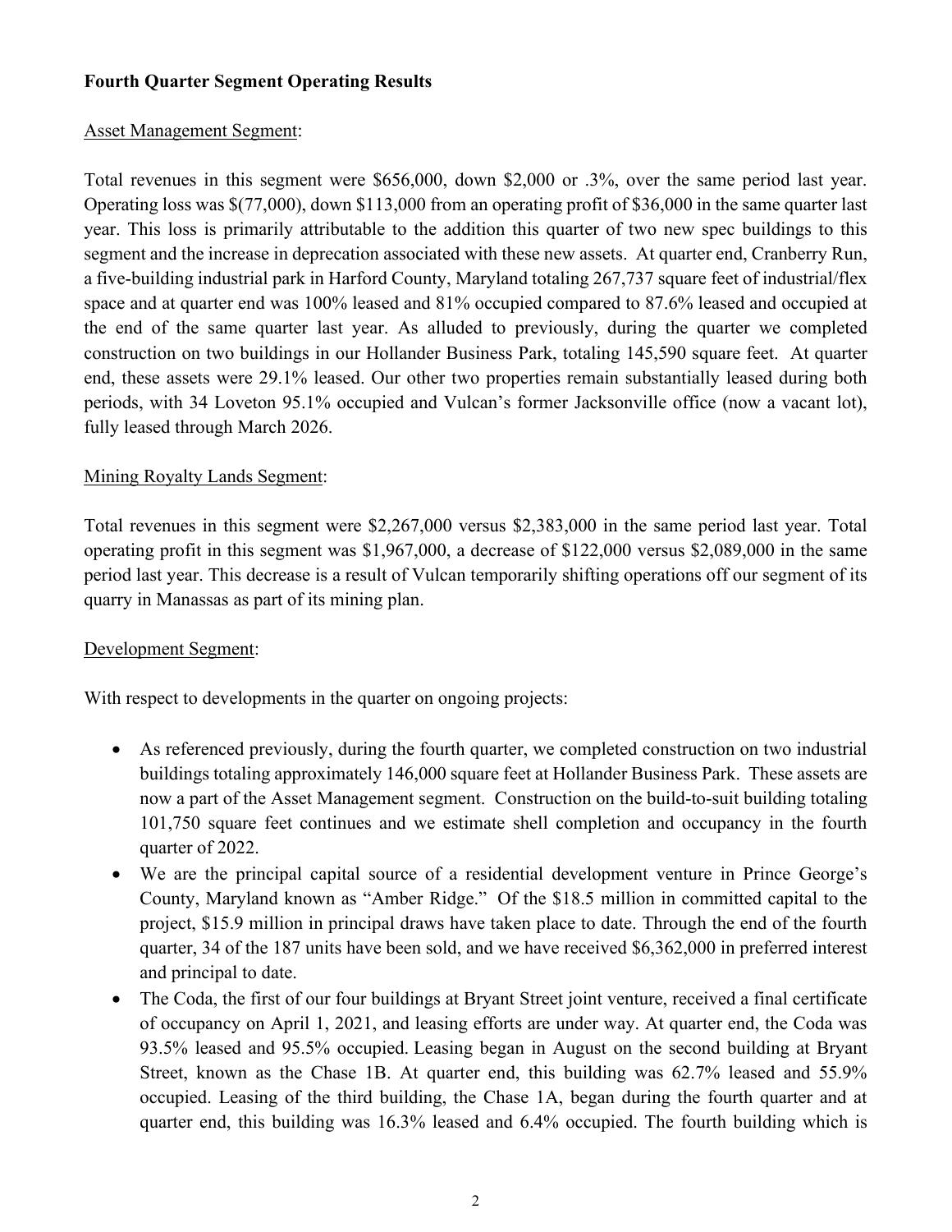**Fourth Quarter Segment Operating Results**

Asset Management Segment:

Total revenues in this segment were $656,000, down $2,000 or .3%, over the same period last year. Operating loss was $(77,000), down $113,000 from an operating profit of $36,000 in the same quarter last year. This loss is primarily attributable to the addition this quarter of two new spec buildings to this segment and the increase in deprecation associated with these new assets. At quarter end, Cranberry Run, a five-building industrial park in Harford County, Maryland totaling 267,737 square feet of industrial/flex space and at quarter end was 100% leased and 81% occupied compared to 87.6% leased and occupied at the end of the same quarter last year. As alluded to previously, during the quarter we completed construction on two buildings in our Hollander Business Park, totaling 145,590 square feet. At quarter end, these assets were 29.1% leased. Our other two properties remain substantially leased during both periods, with 34 Loveton 95.1% occupied and Vulcan's former Jacksonville office (now a vacant lot), fully leased through March 2026.

Mining Royalty Lands Segment:

Total revenues in this segment were $2,267,000 versus $2,383,000 in the same period last year. Total operating profit in this segment was $1,967,000, a decrease of $122,000 versus $2,089,000 in the same period last year. This decrease is a result of Vulcan temporarily shifting operations off our segment of its quarry in Manassas as part of its mining plan.

Development Segment:

With respect to developments in the quarter on ongoing projects:

- As referenced previously, during the fourth quarter, we completed construction on two industrial buildings totaling approximately 146,000 square feet at Hollander Business Park. These assets are now a part of the Asset Management segment. Construction on the build-to-suit building totaling 101,750 square feet continues and we estimate shell completion and occupancy in the fourth quarter of 2022.
- We are the principal capital source of a residential development venture in Prince George's County, Maryland known as "Amber Ridge." Of the $18.5 million in committed capital to the project, $15.9 million in principal draws have taken place to date. Through the end of the fourth quarter, 34 of the 187 units have been sold, and we have received $6,362,000 in preferred interest and principal to date.
- The Coda, the first of our four buildings at Bryant Street joint venture, received a final certificate of occupancy on April 1, 2021, and leasing efforts are under way. At quarter end, the Coda was 93.5% leased and 95.5% occupied. Leasing began in August on the second building at Bryant Street, known as the Chase 1B. At quarter end, this building was 62.7% leased and 55.9% occupied. Leasing of the third building, the Chase 1A, began during the fourth quarter and at quarter end, this building was 16.3% leased and 6.4% occupied. The fourth building which is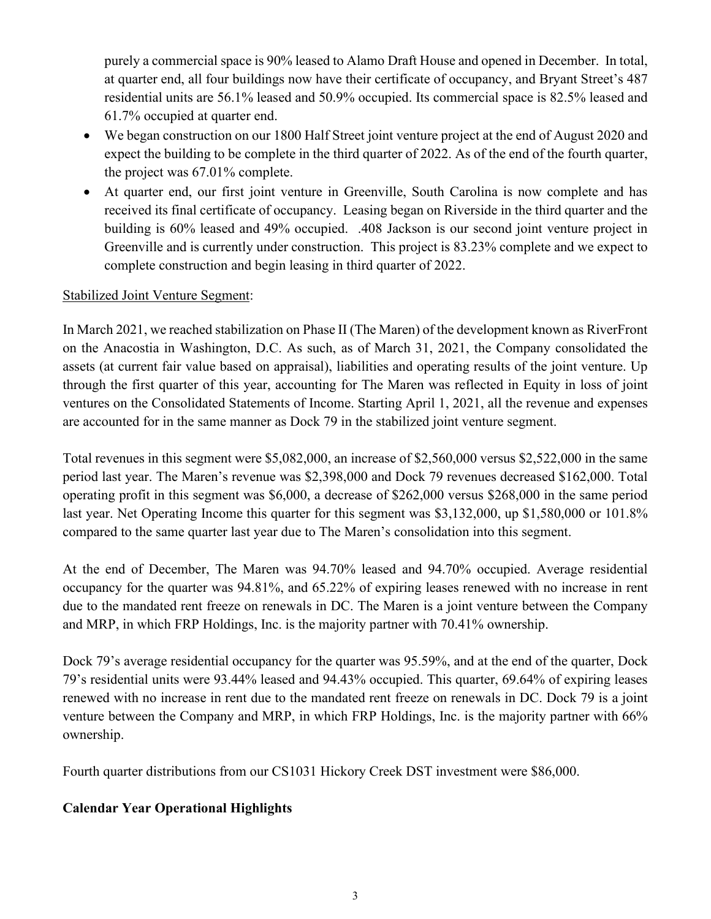purely a commercial space is 90% leased to Alamo Draft House and opened in December. In total, at quarter end, all four buildings now have their certificate of occupancy, and Bryant Street's 487 residential units are 56.1% leased and 50.9% occupied. Its commercial space is 82.5% leased and 61.7% occupied at quarter end.

- We began construction on our 1800 Half Street joint venture project at the end of August 2020 and expect the building to be complete in the third quarter of 2022. As of the end of the fourth quarter, the project was 67.01% complete.
- At quarter end, our first joint venture in Greenville, South Carolina is now complete and has received its final certificate of occupancy. Leasing began on Riverside in the third quarter and the building is 60% leased and 49% occupied. .408 Jackson is our second joint venture project in Greenville and is currently under construction. This project is 83.23% complete and we expect to complete construction and begin leasing in third quarter of 2022.

<u>Stabilized Joint Venture Segment</u>:

In March 2021, we reached stabilization on Phase II (The Maren) of the development known as RiverFront on the Anacostia in Washington, D.C. As such, as of March 31, 2021, the Company consolidated the assets (at current fair value based on appraisal), liabilities and operating results of the joint venture. Up through the first quarter of this year, accounting for The Maren was reflected in Equity in loss of joint ventures on the Consolidated Statements of Income. Starting April 1, 2021, all the revenue and expenses are accounted for in the same manner as Dock 79 in the stabilized joint venture segment.

Total revenues in this segment were $5,082,000, an increase of $2,560,000 versus $2,522,000 in the same period last year. The Maren's revenue was $2,398,000 and Dock 79 revenues decreased $162,000. Total operating profit in this segment was $6,000, a decrease of $262,000 versus $268,000 in the same period last year. Net Operating Income this quarter for this segment was $3,132,000, up $1,580,000 or 101.8% compared to the same quarter last year due to The Maren's consolidation into this segment.

At the end of December, The Maren was 94.70% leased and 94.70% occupied. Average residential occupancy for the quarter was 94.81%, and 65.22% of expiring leases renewed with no increase in rent due to the mandated rent freeze on renewals in DC. The Maren is a joint venture between the Company and MRP, in which FRP Holdings, Inc. is the majority partner with 70.41% ownership.

Dock 79's average residential occupancy for the quarter was 95.59%, and at the end of the quarter, Dock 79's residential units were 93.44% leased and 94.43% occupied. This quarter, 69.64% of expiring leases renewed with no increase in rent due to the mandated rent freeze on renewals in DC. Dock 79 is a joint venture between the Company and MRP, in which FRP Holdings, Inc. is the majority partner with 66% ownership.

Fourth quarter distributions from our CS1031 Hickory Creek DST investment were $86,000.

**Calendar Year Operational Highlights**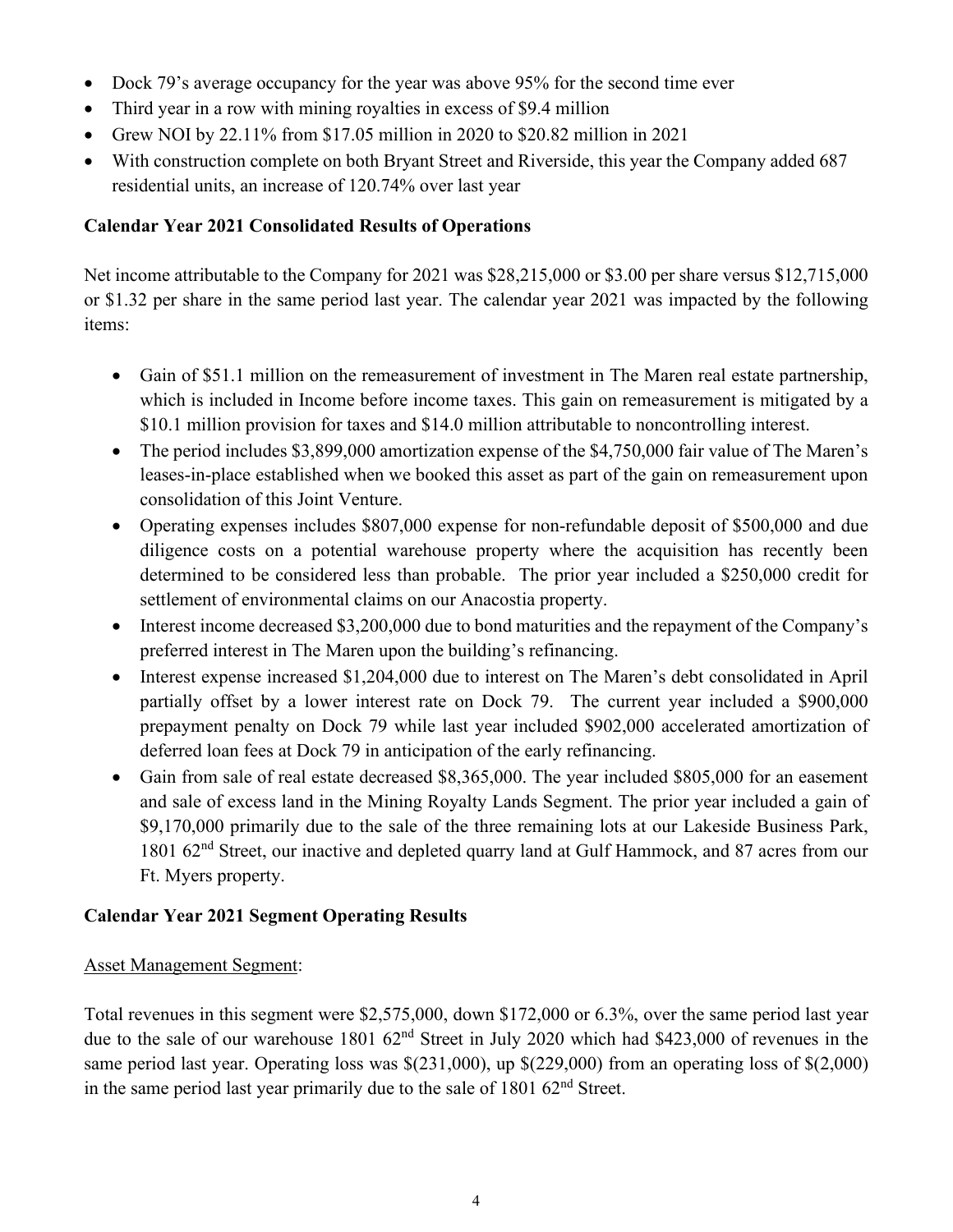- Dock 79's average occupancy for the year was above 95% for the second time ever
- Third year in a row with mining royalties in excess of $9.4 million
- Grew NOI by 22.11% from $17.05 million in 2020 to $20.82 million in 2021
- With construction complete on both Bryant Street and Riverside, this year the Company added 687 residential units, an increase of 120.74% over last year

**Calendar Year 2021 Consolidated Results of Operations**

Net income attributable to the Company for 2021 was $28,215,000 or $3.00 per share versus $12,715,000 or $1.32 per share in the same period last year. The calendar year 2021 was impacted by the following items:

- Gain of $51.1 million on the remeasurement of investment in The Maren real estate partnership, which is included in Income before income taxes. This gain on remeasurement is mitigated by a $10.1 million provision for taxes and $14.0 million attributable to noncontrolling interest.
- The period includes $3,899,000 amortization expense of the $4,750,000 fair value of The Maren's leases-in-place established when we booked this asset as part of the gain on remeasurement upon consolidation of this Joint Venture.
- Operating expenses includes $807,000 expense for non-refundable deposit of $500,000 and due diligence costs on a potential warehouse property where the acquisition has recently been determined to be considered less than probable. The prior year included a $250,000 credit for settlement of environmental claims on our Anacostia property.
- Interest income decreased $3,200,000 due to bond maturities and the repayment of the Company's preferred interest in The Maren upon the building's refinancing.
- Interest expense increased $1,204,000 due to interest on The Maren's debt consolidated in April partially offset by a lower interest rate on Dock 79. The current year included a $900,000 prepayment penalty on Dock 79 while last year included $902,000 accelerated amortization of deferred loan fees at Dock 79 in anticipation of the early refinancing.
- Gain from sale of real estate decreased $8,365,000. The year included $805,000 for an easement and sale of excess land in the Mining Royalty Lands Segment. The prior year included a gain of $9,170,000 primarily due to the sale of the three remaining lots at our Lakeside Business Park, 1801 62nd Street, our inactive and depleted quarry land at Gulf Hammock, and 87 acres from our Ft. Myers property.

**Calendar Year 2021 Segment Operating Results**

Asset Management Segment:

Total revenues in this segment were $2,575,000, down $172,000 or 6.3%, over the same period last year due to the sale of our warehouse 1801 62nd Street in July 2020 which had $423,000 of revenues in the same period last year. Operating loss was $(231,000), up $(229,000) from an operating loss of $(2,000) in the same period last year primarily due to the sale of 1801 62nd Street.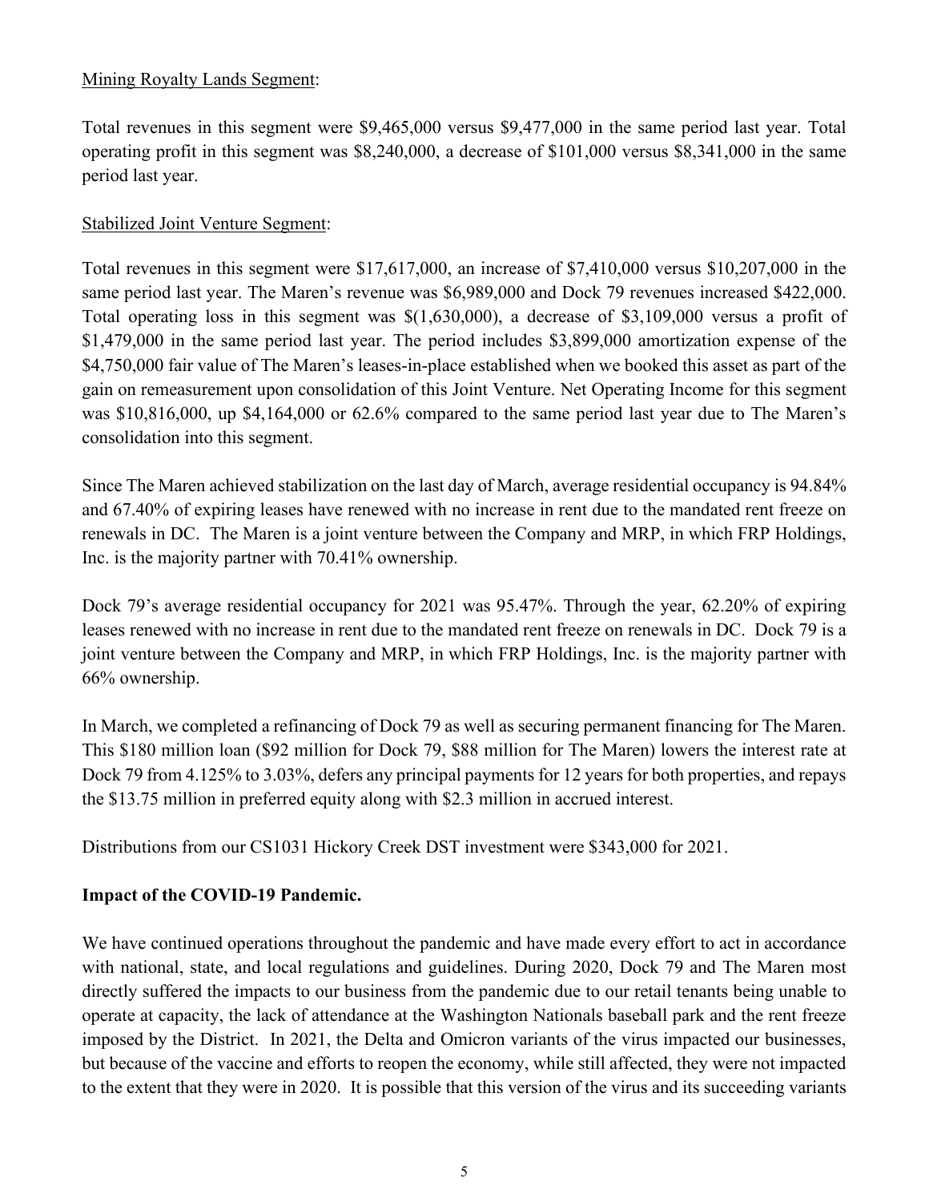Mining Royalty Lands Segment:

Total revenues in this segment were $9,465,000 versus $9,477,000 in the same period last year. Total operating profit in this segment was $8,240,000, a decrease of $101,000 versus $8,341,000 in the same period last year.

Stabilized Joint Venture Segment:

Total revenues in this segment were $17,617,000, an increase of $7,410,000 versus $10,207,000 in the same period last year. The Maren's revenue was $6,989,000 and Dock 79 revenues increased $422,000. Total operating loss in this segment was $(1,630,000), a decrease of $3,109,000 versus a profit of $1,479,000 in the same period last year. The period includes $3,899,000 amortization expense of the $4,750,000 fair value of The Maren's leases-in-place established when we booked this asset as part of the gain on remeasurement upon consolidation of this Joint Venture. Net Operating Income for this segment was $10,816,000, up $4,164,000 or 62.6% compared to the same period last year due to The Maren's consolidation into this segment.

Since The Maren achieved stabilization on the last day of March, average residential occupancy is 94.84% and 67.40% of expiring leases have renewed with no increase in rent due to the mandated rent freeze on renewals in DC. The Maren is a joint venture between the Company and MRP, in which FRP Holdings, Inc. is the majority partner with 70.41% ownership.

Dock 79's average residential occupancy for 2021 was 95.47%. Through the year, 62.20% of expiring leases renewed with no increase in rent due to the mandated rent freeze on renewals in DC. Dock 79 is a joint venture between the Company and MRP, in which FRP Holdings, Inc. is the majority partner with 66% ownership.

In March, we completed a refinancing of Dock 79 as well as securing permanent financing for The Maren. This $180 million loan ($92 million for Dock 79, $88 million for The Maren) lowers the interest rate at Dock 79 from 4.125% to 3.03%, defers any principal payments for 12 years for both properties, and repays the $13.75 million in preferred equity along with $2.3 million in accrued interest.

Distributions from our CS1031 Hickory Creek DST investment were $343,000 for 2021.

**Impact of the COVID-19 Pandemic.**

We have continued operations throughout the pandemic and have made every effort to act in accordance with national, state, and local regulations and guidelines. During 2020, Dock 79 and The Maren most directly suffered the impacts to our business from the pandemic due to our retail tenants being unable to operate at capacity, the lack of attendance at the Washington Nationals baseball park and the rent freeze imposed by the District. In 2021, the Delta and Omicron variants of the virus impacted our businesses, but because of the vaccine and efforts to reopen the economy, while still affected, they were not impacted to the extent that they were in 2020. It is possible that this version of the virus and its succeeding variants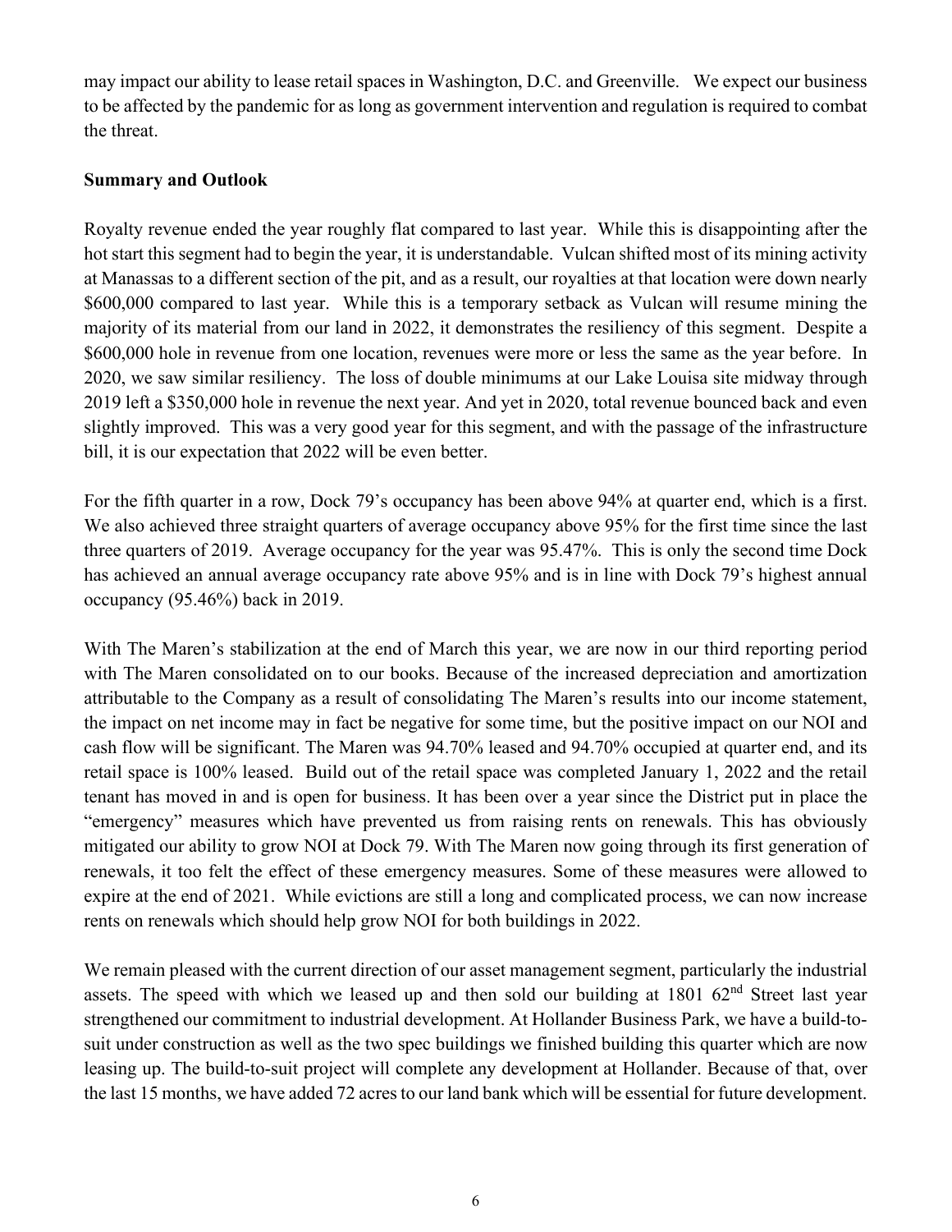may impact our ability to lease retail spaces in Washington, D.C. and Greenville. We expect our business to be affected by the pandemic for as long as government intervention and regulation is required to combat the threat.

**Summary and Outlook**

Royalty revenue ended the year roughly flat compared to last year. While this is disappointing after the hot start this segment had to begin the year, it is understandable. Vulcan shifted most of its mining activity at Manassas to a different section of the pit, and as a result, our royalties at that location were down nearly \$600,000 compared to last year. While this is a temporary setback as Vulcan will resume mining the majority of its material from our land in 2022, it demonstrates the resiliency of this segment. Despite a \$600,000 hole in revenue from one location, revenues were more or less the same as the year before. In 2020, we saw similar resiliency. The loss of double minimums at our Lake Louisa site midway through 2019 left a \$350,000 hole in revenue the next year. And yet in 2020, total revenue bounced back and even slightly improved. This was a very good year for this segment, and with the passage of the infrastructure bill, it is our expectation that 2022 will be even better.

For the fifth quarter in a row, Dock 79's occupancy has been above 94% at quarter end, which is a first. We also achieved three straight quarters of average occupancy above 95% for the first time since the last three quarters of 2019. Average occupancy for the year was 95.47%. This is only the second time Dock has achieved an annual average occupancy rate above 95% and is in line with Dock 79's highest annual occupancy (95.46%) back in 2019.

With The Maren's stabilization at the end of March this year, we are now in our third reporting period with The Maren consolidated on to our books. Because of the increased depreciation and amortization attributable to the Company as a result of consolidating The Maren's results into our income statement, the impact on net income may in fact be negative for some time, but the positive impact on our NOI and cash flow will be significant. The Maren was 94.70% leased and 94.70% occupied at quarter end, and its retail space is 100% leased. Build out of the retail space was completed January 1, 2022 and the retail tenant has moved in and is open for business. It has been over a year since the District put in place the "emergency" measures which have prevented us from raising rents on renewals. This has obviously mitigated our ability to grow NOI at Dock 79. With The Maren now going through its first generation of renewals, it too felt the effect of these emergency measures. Some of these measures were allowed to expire at the end of 2021. While evictions are still a long and complicated process, we can now increase rents on renewals which should help grow NOI for both buildings in 2022.

We remain pleased with the current direction of our asset management segment, particularly the industrial assets. The speed with which we leased up and then sold our building at 1801 62nd Street last year strengthened our commitment to industrial development. At Hollander Business Park, we have a build-to-suit under construction as well as the two spec buildings we finished building this quarter which are now leasing up. The build-to-suit project will complete any development at Hollander. Because of that, over the last 15 months, we have added 72 acres to our land bank which will be essential for future development.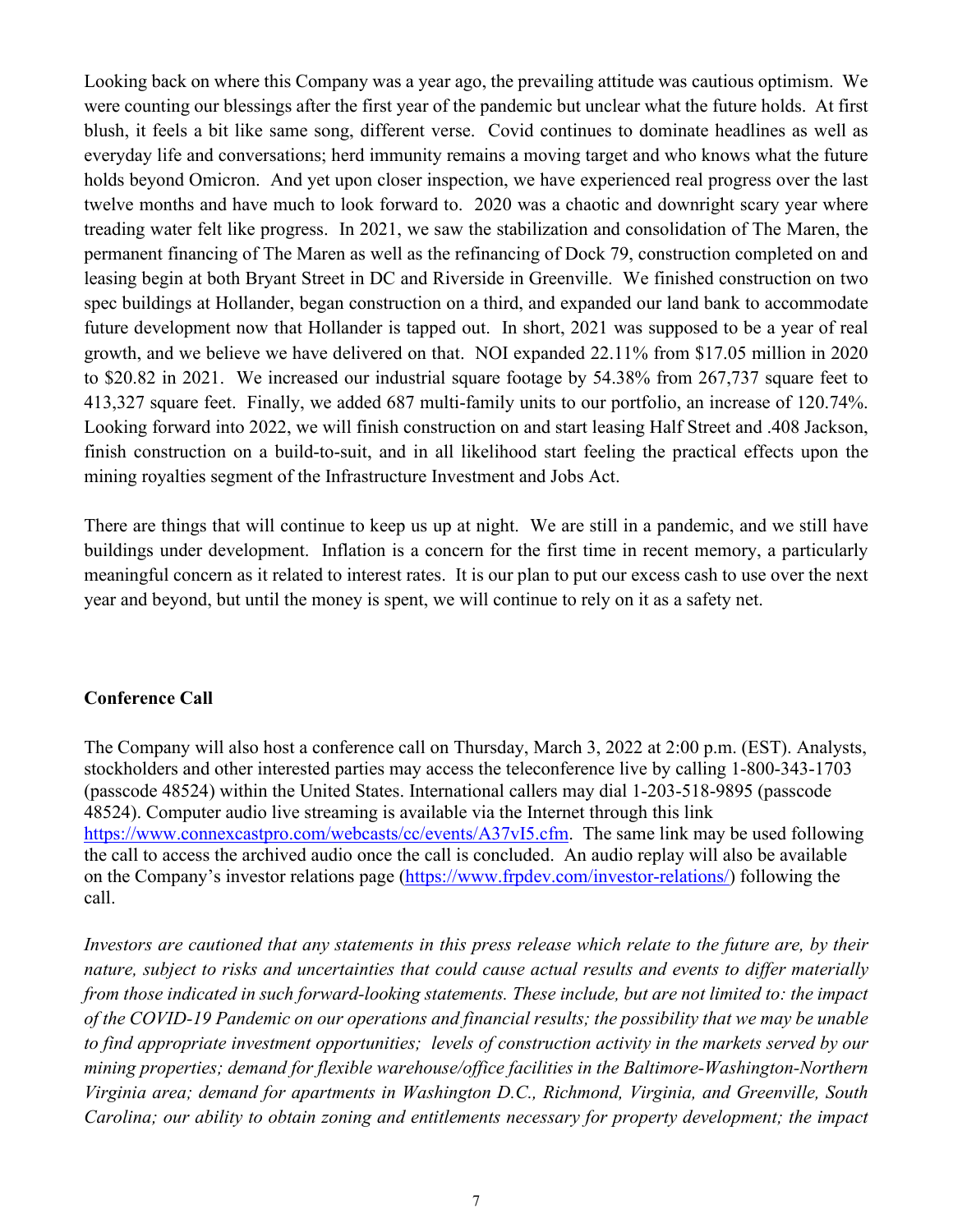Looking back on where this Company was a year ago, the prevailing attitude was cautious optimism. We were counting our blessings after the first year of the pandemic but unclear what the future holds. At first blush, it feels a bit like same song, different verse. Covid continues to dominate headlines as well as everyday life and conversations; herd immunity remains a moving target and who knows what the future holds beyond Omicron. And yet upon closer inspection, we have experienced real progress over the last twelve months and have much to look forward to. 2020 was a chaotic and downright scary year where treading water felt like progress. In 2021, we saw the stabilization and consolidation of The Maren, the permanent financing of The Maren as well as the refinancing of Dock 79, construction completed on and leasing begin at both Bryant Street in DC and Riverside in Greenville. We finished construction on two spec buildings at Hollander, began construction on a third, and expanded our land bank to accommodate future development now that Hollander is tapped out. In short, 2021 was supposed to be a year of real growth, and we believe we have delivered on that. NOI expanded 22.11% from $17.05 million in 2020 to $20.82 in 2021. We increased our industrial square footage by 54.38% from 267,737 square feet to 413,327 square feet. Finally, we added 687 multi-family units to our portfolio, an increase of 120.74%. Looking forward into 2022, we will finish construction on and start leasing Half Street and .408 Jackson, finish construction on a build-to-suit, and in all likelihood start feeling the practical effects upon the mining royalties segment of the Infrastructure Investment and Jobs Act.

There are things that will continue to keep us up at night. We are still in a pandemic, and we still have buildings under development. Inflation is a concern for the first time in recent memory, a particularly meaningful concern as it related to interest rates. It is our plan to put our excess cash to use over the next year and beyond, but until the money is spent, we will continue to rely on it as a safety net.

**Conference Call**

The Company will also host a conference call on Thursday, March 3, 2022 at 2:00 p.m. (EST). Analysts, stockholders and other interested parties may access the teleconference live by calling 1-800-343-1703 (passcode 48524) within the United States. International callers may dial 1-203-518-9895 (passcode 48524). Computer audio live streaming is available via the Internet through this link https://www.connexcastpro.com/webcasts/cc/events/A37vI5.cfm. The same link may be used following the call to access the archived audio once the call is concluded. An audio replay will also be available on the Company's investor relations page (https://www.frpdev.com/investor-relations/) following the call.

*Investors are cautioned that any statements in this press release which relate to the future are, by their nature, subject to risks and uncertainties that could cause actual results and events to differ materially from those indicated in such forward-looking statements. These include, but are not limited to: the impact of the COVID-19 Pandemic on our operations and financial results; the possibility that we may be unable to find appropriate investment opportunities; levels of construction activity in the markets served by our mining properties; demand for flexible warehouse/office facilities in the Baltimore-Washington-Northern Virginia area; demand for apartments in Washington D.C., Richmond, Virginia, and Greenville, South Carolina; our ability to obtain zoning and entitlements necessary for property development; the impact*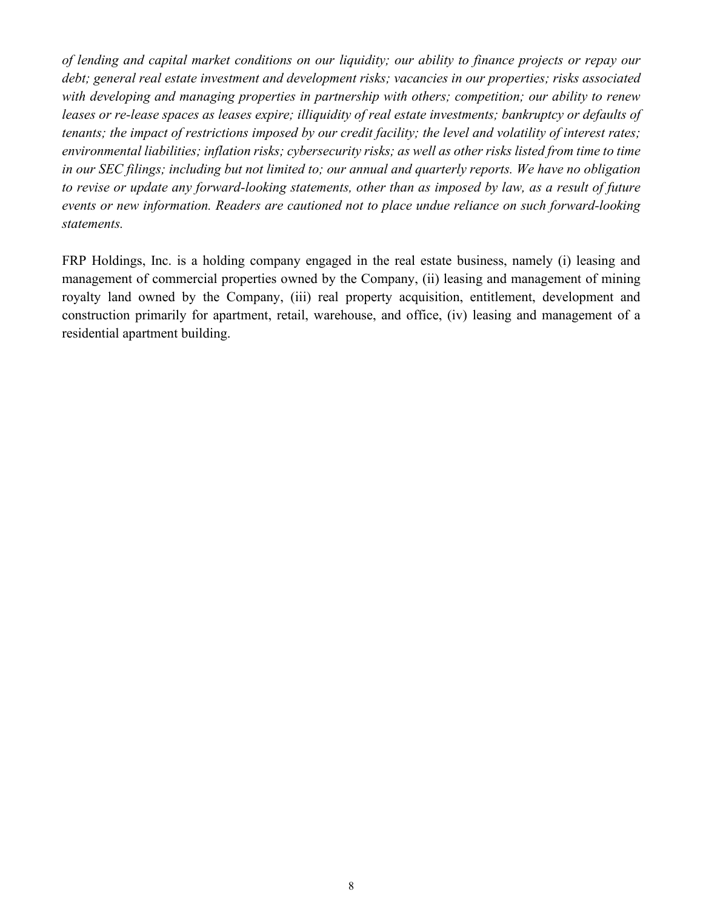*of lending and capital market conditions on our liquidity; our ability to finance projects or repay our debt; general real estate investment and development risks; vacancies in our properties; risks associated with developing and managing properties in partnership with others; competition; our ability to renew leases or re-lease spaces as leases expire; illiquidity of real estate investments; bankruptcy or defaults of tenants; the impact of restrictions imposed by our credit facility; the level and volatility of interest rates; environmental liabilities; inflation risks; cybersecurity risks; as well as other risks listed from time to time in our SEC filings; including but not limited to; our annual and quarterly reports. We have no obligation to revise or update any forward-looking statements, other than as imposed by law, as a result of future events or new information. Readers are cautioned not to place undue reliance on such forward-looking statements.*

FRP Holdings, Inc. is a holding company engaged in the real estate business, namely (i) leasing and management of commercial properties owned by the Company, (ii) leasing and management of mining royalty land owned by the Company, (iii) real property acquisition, entitlement, development and construction primarily for apartment, retail, warehouse, and office, (iv) leasing and management of a residential apartment building.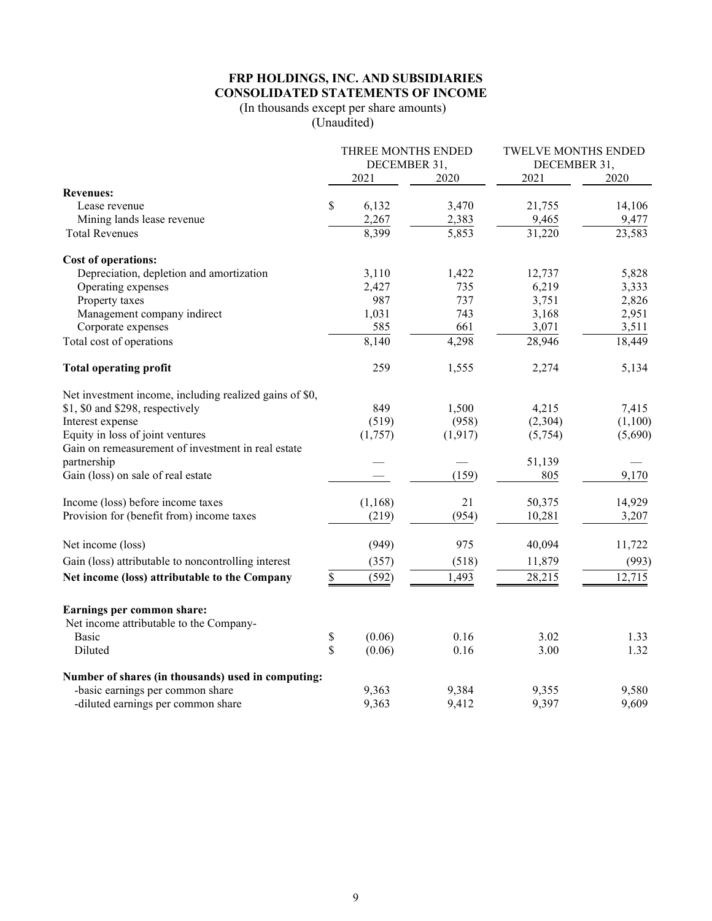**FRP HOLDINGS, INC. AND SUBSIDIARIES**
**CONSOLIDATED STATEMENTS OF INCOME**
(In thousands except per share amounts)
(Unaudited)

| | THREE MONTHS ENDED DECEMBER 31, | | TWELVE MONTHS ENDED DECEMBER 31, | |
|---|---|---|---|---|
| | 2021 | 2020 | 2021 | 2020 |
| **Revenues:** | | | | |
| Lease revenue | $ 6,132 | 3,470 | 21,755 | 14,106 |
| Mining lands lease revenue | 2,267 | 2,383 | 9,465 | 9,477 |
| Total Revenues | 8,399 | 5,853 | 31,220 | 23,583 |
| **Cost of operations:** | | | | |
| Depreciation, depletion and amortization | 3,110 | 1,422 | 12,737 | 5,828 |
| Operating expenses | 2,427 | 735 | 6,219 | 3,333 |
| Property taxes | 987 | 737 | 3,751 | 2,826 |
| Management company indirect | 1,031 | 743 | 3,168 | 2,951 |
| Corporate expenses | 585 | 661 | 3,071 | 3,511 |
| Total cost of operations | 8,140 | 4,298 | 28,946 | 18,449 |
| **Total operating profit** | 259 | 1,555 | 2,274 | 5,134 |
| Net investment income, including realized gains of $0, $1, $0 and $298, respectively | 849 | 1,500 | 4,215 | 7,415 |
| Interest expense | (519) | (958) | (2,304) | (1,100) |
| Equity in loss of joint ventures | (1,757) | (1,917) | (5,754) | (5,690) |
| Gain on remeasurement of investment in real estate partnership | — | — | 51,139 | — |
| Gain (loss) on sale of real estate | — | (159) | 805 | 9,170 |
| Income (loss) before income taxes | (1,168) | 21 | 50,375 | 14,929 |
| Provision for (benefit from) income taxes | (219) | (954) | 10,281 | 3,207 |
| Net income (loss) | (949) | 975 | 40,094 | 11,722 |
| Gain (loss) attributable to noncontrolling interest | (357) | (518) | 11,879 | (993) |
| **Net income (loss) attributable to the Company** | $ (592) | 1,493 | 28,215 | 12,715 |
| **Earnings per common share:** | | | | |
| Net income attributable to the Company- | | | | |
| Basic | $ (0.06) | 0.16 | 3.02 | 1.33 |
| Diluted | $ (0.06) | 0.16 | 3.00 | 1.32 |
| **Number of shares (in thousands) used in computing:** | | | | |
| -basic earnings per common share | 9,363 | 9,384 | 9,355 | 9,580 |
| -diluted earnings per common share | 9,363 | 9,412 | 9,397 | 9,609 |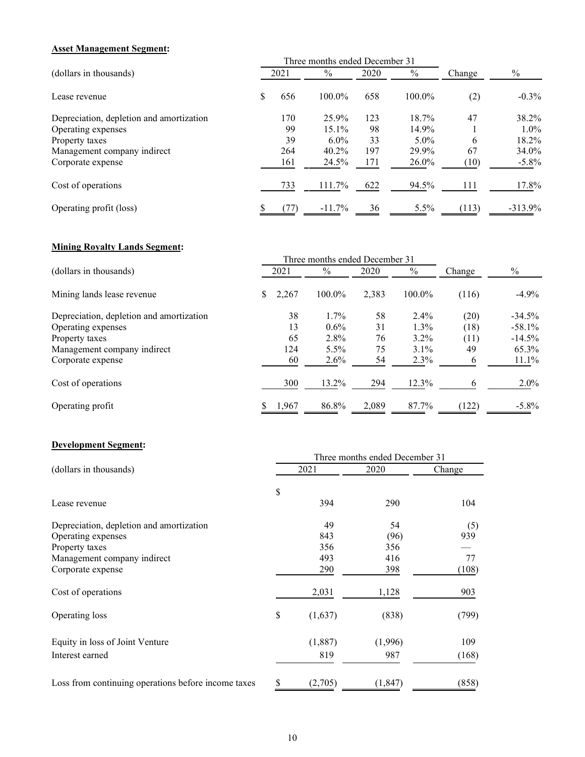**Asset Management Segment:**

| (dollars in thousands) | Three months ended December 31 | | | | | |
|---|---|---|---|---|---|---|
| | 2021 | % | 2020 | % | Change | % |
| Lease revenue | $ 656 | 100.0% | 658 | 100.0% | (2) | -0.3% |
| Depreciation, depletion and amortization | 170 | 25.9% | 123 | 18.7% | 47 | 38.2% |
| Operating expenses | 99 | 15.1% | 98 | 14.9% | 1 | 1.0% |
| Property taxes | 39 | 6.0% | 33 | 5.0% | 6 | 18.2% |
| Management company indirect | 264 | 40.2% | 197 | 29.9% | 67 | 34.0% |
| Corporate expense | 161 | 24.5% | 171 | 26.0% | (10) | -5.8% |
| Cost of operations | 733 | 111.7% | 622 | 94.5% | 111 | 17.8% |
| Operating profit (loss) | $ (77) | -11.7% | 36 | 5.5% | (113) | -313.9% |

**Mining Royalty Lands Segment:**

| (dollars in thousands) | Three months ended December 31 | | | | | |
|---|---|---|---|---|---|---|
| | 2021 | % | 2020 | % | Change | % |
| Mining lands lease revenue | $ 2,267 | 100.0% | 2,383 | 100.0% | (116) | -4.9% |
| Depreciation, depletion and amortization | 38 | 1.7% | 58 | 2.4% | (20) | -34.5% |
| Operating expenses | 13 | 0.6% | 31 | 1.3% | (18) | -58.1% |
| Property taxes | 65 | 2.8% | 76 | 3.2% | (11) | -14.5% |
| Management company indirect | 124 | 5.5% | 75 | 3.1% | 49 | 65.3% |
| Corporate expense | 60 | 2.6% | 54 | 2.3% | 6 | 11.1% |
| Cost of operations | 300 | 13.2% | 294 | 12.3% | 6 | 2.0% |
| Operating profit | $ 1,967 | 86.8% | 2,089 | 87.7% | (122) | -5.8% |

**Development Segment:**

| (dollars in thousands) | Three months ended December 31 | | |
|---|---|---|---|
| | 2021 | 2020 | Change |
| Lease revenue | $ 394 | 290 | 104 |
| Depreciation, depletion and amortization | 49 | 54 | (5) |
| Operating expenses | 843 | (96) | 939 |
| Property taxes | 356 | 356 | — |
| Management company indirect | 493 | 416 | 77 |
| Corporate expense | 290 | 398 | (108) |
| Cost of operations | 2,031 | 1,128 | 903 |
| Operating loss | $ (1,637) | (838) | (799) |
| Equity in loss of Joint Venture | (1,887) | (1,996) | 109 |
| Interest earned | 819 | 987 | (168) |
| Loss from continuing operations before income taxes | $ (2,705) | (1,847) | (858) |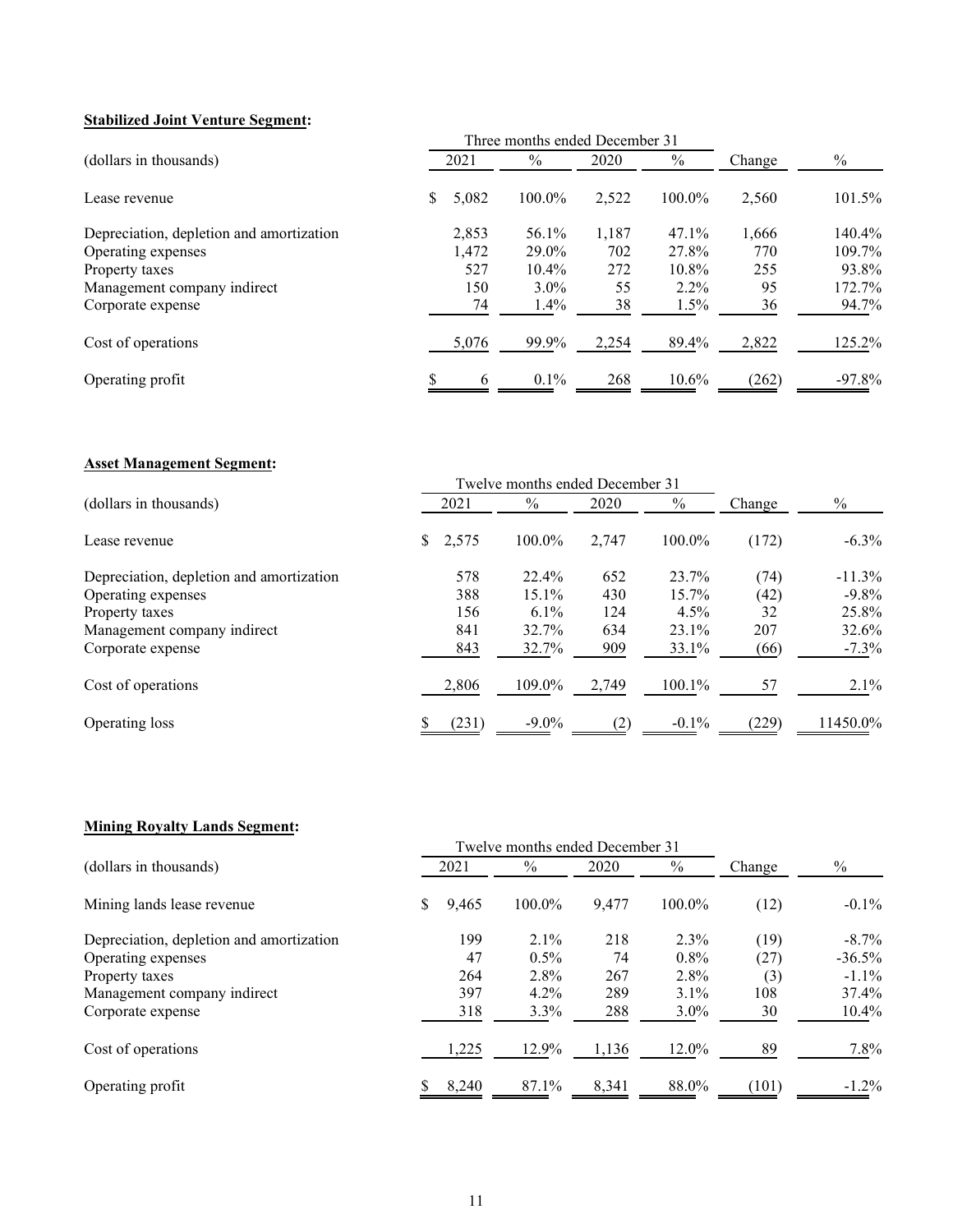**Stabilized Joint Venture Segment:**

| | Three months ended December 31 | | | | | |
|---|---|---|---|---|---|---|
| (dollars in thousands) | 2021 | % | 2020 | % | Change | % |
| Lease revenue | $ 5,082 | 100.0% | 2,522 | 100.0% | 2,560 | 101.5% |
| Depreciation, depletion and amortization | 2,853 | 56.1% | 1,187 | 47.1% | 1,666 | 140.4% |
| Operating expenses | 1,472 | 29.0% | 702 | 27.8% | 770 | 109.7% |
| Property taxes | 527 | 10.4% | 272 | 10.8% | 255 | 93.8% |
| Management company indirect | 150 | 3.0% | 55 | 2.2% | 95 | 172.7% |
| Corporate expense | 74 | 1.4% | 38 | 1.5% | 36 | 94.7% |
| Cost of operations | 5,076 | 99.9% | 2,254 | 89.4% | 2,822 | 125.2% |
| Operating profit | $ 6 | 0.1% | 268 | 10.6% | (262) | -97.8% |

**Asset Management Segment:**

| | Twelve months ended December 31 | | | | | |
|---|---|---|---|---|---|---|
| (dollars in thousands) | 2021 | % | 2020 | % | Change | % |
| Lease revenue | $ 2,575 | 100.0% | 2,747 | 100.0% | (172) | -6.3% |
| Depreciation, depletion and amortization | 578 | 22.4% | 652 | 23.7% | (74) | -11.3% |
| Operating expenses | 388 | 15.1% | 430 | 15.7% | (42) | -9.8% |
| Property taxes | 156 | 6.1% | 124 | 4.5% | 32 | 25.8% |
| Management company indirect | 841 | 32.7% | 634 | 23.1% | 207 | 32.6% |
| Corporate expense | 843 | 32.7% | 909 | 33.1% | (66) | -7.3% |
| Cost of operations | 2,806 | 109.0% | 2,749 | 100.1% | 57 | 2.1% |
| Operating loss | $ (231) | -9.0% | (2) | -0.1% | (229) | 11450.0% |

**Mining Royalty Lands Segment:**

| | Twelve months ended December 31 | | | | | |
|---|---|---|---|---|---|---|
| (dollars in thousands) | 2021 | % | 2020 | % | Change | % |
| Mining lands lease revenue | $ 9,465 | 100.0% | 9,477 | 100.0% | (12) | -0.1% |
| Depreciation, depletion and amortization | 199 | 2.1% | 218 | 2.3% | (19) | -8.7% |
| Operating expenses | 47 | 0.5% | 74 | 0.8% | (27) | -36.5% |
| Property taxes | 264 | 2.8% | 267 | 2.8% | (3) | -1.1% |
| Management company indirect | 397 | 4.2% | 289 | 3.1% | 108 | 37.4% |
| Corporate expense | 318 | 3.3% | 288 | 3.0% | 30 | 10.4% |
| Cost of operations | 1,225 | 12.9% | 1,136 | 12.0% | 89 | 7.8% |
| Operating profit | $ 8,240 | 87.1% | 8,341 | 88.0% | (101) | -1.2% |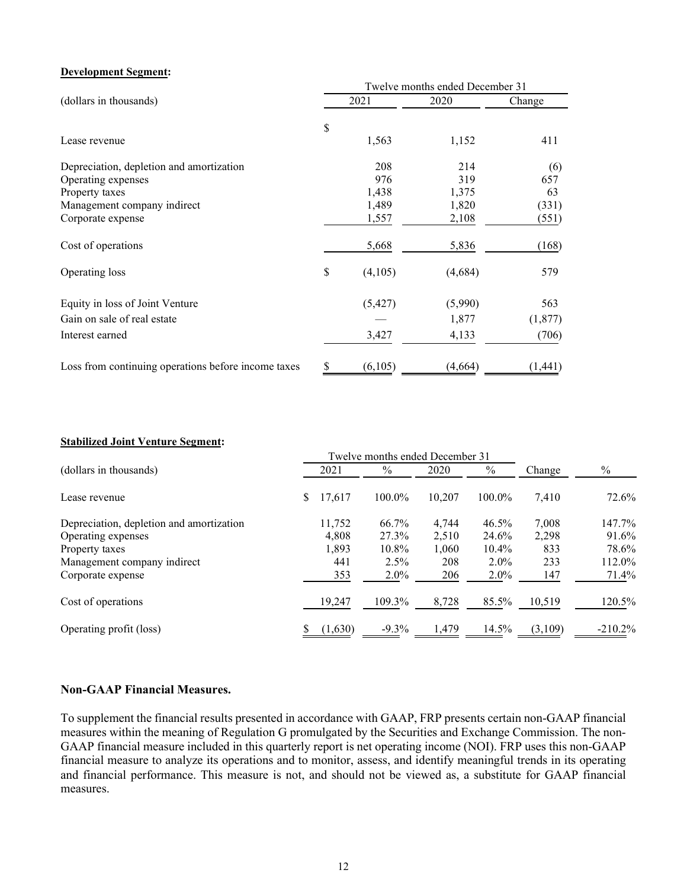**Development Segment:**

| (dollars in thousands) | Twelve months ended December 31 | | |
|---|---|---|---|
| | 2021 | 2020 | Change |
| Lease revenue | $ 1,563 | 1,152 | 411 |
| Depreciation, depletion and amortization | 208 | 214 | (6) |
| Operating expenses | 976 | 319 | 657 |
| Property taxes | 1,438 | 1,375 | 63 |
| Management company indirect | 1,489 | 1,820 | (331) |
| Corporate expense | 1,557 | 2,108 | (551) |
| Cost of operations | 5,668 | 5,836 | (168) |
| Operating loss | $ (4,105) | (4,684) | 579 |
| Equity in loss of Joint Venture | (5,427) | (5,990) | 563 |
| Gain on sale of real estate | — | 1,877 | (1,877) |
| Interest earned | 3,427 | 4,133 | (706) |
| Loss from continuing operations before income taxes | $ (6,105) | (4,664) | (1,441) |

**Stabilized Joint Venture Segment:**

| (dollars in thousands) | Twelve months ended December 31 | | | | | |
|---|---|---|---|---|---|---|
| | 2021 | % | 2020 | % | Change | % |
| Lease revenue | $ 17,617 | 100.0% | 10,207 | 100.0% | 7,410 | 72.6% |
| Depreciation, depletion and amortization | 11,752 | 66.7% | 4,744 | 46.5% | 7,008 | 147.7% |
| Operating expenses | 4,808 | 27.3% | 2,510 | 24.6% | 2,298 | 91.6% |
| Property taxes | 1,893 | 10.8% | 1,060 | 10.4% | 833 | 78.6% |
| Management company indirect | 441 | 2.5% | 208 | 2.0% | 233 | 112.0% |
| Corporate expense | 353 | 2.0% | 206 | 2.0% | 147 | 71.4% |
| Cost of operations | 19,247 | 109.3% | 8,728 | 85.5% | 10,519 | 120.5% |
| Operating profit (loss) | $ (1,630) | -9.3% | 1,479 | 14.5% | (3,109) | -210.2% |

**Non-GAAP Financial Measures.**

To supplement the financial results presented in accordance with GAAP, FRP presents certain non-GAAP financial measures within the meaning of Regulation G promulgated by the Securities and Exchange Commission. The non-GAAP financial measure included in this quarterly report is net operating income (NOI). FRP uses this non-GAAP financial measure to analyze its operations and to monitor, assess, and identify meaningful trends in its operating and financial performance. This measure is not, and should not be viewed as, a substitute for GAAP financial measures.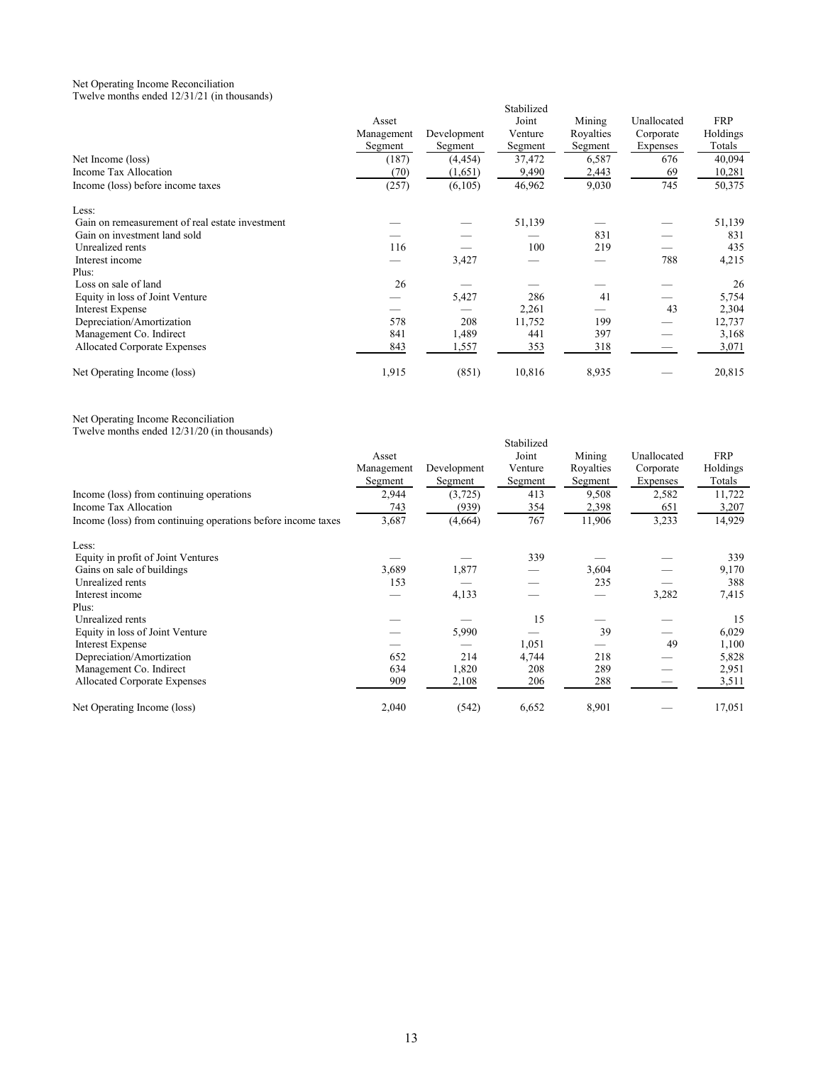Net Operating Income Reconciliation
Twelve months ended 12/31/21 (in thousands)

| | Asset Management Segment | Development Segment | Stabilized Joint Venture Segment | Mining Royalties Segment | Unallocated Corporate Expenses | FRP Holdings Totals |
|---|---|---|---|---|---|---|
| Net Income (loss) | (187) | (4,454) | 37,472 | 6,587 | 676 | 40,094 |
| Income Tax Allocation | (70) | (1,651) | 9,490 | 2,443 | 69 | 10,281 |
| Income (loss) before income taxes | (257) | (6,105) | 46,962 | 9,030 | 745 | 50,375 |
| Less: | | | | | | |
| Gain on remeasurement of real estate investment | — | — | 51,139 | — | — | 51,139 |
| Gain on investment land sold | — | — | — | 831 | — | 831 |
| Unrealized rents | 116 | — | 100 | 219 | — | 435 |
| Interest income | — | 3,427 | — | — | 788 | 4,215 |
| Plus: | | | | | | |
| Loss on sale of land | 26 | — | — | — | — | 26 |
| Equity in loss of Joint Venture | — | 5,427 | 286 | 41 | — | 5,754 |
| Interest Expense | — | — | 2,261 | — | 43 | 2,304 |
| Depreciation/Amortization | 578 | 208 | 11,752 | 199 | — | 12,737 |
| Management Co. Indirect | 841 | 1,489 | 441 | 397 | — | 3,168 |
| Allocated Corporate Expenses | 843 | 1,557 | 353 | 318 | — | 3,071 |
| Net Operating Income (loss) | 1,915 | (851) | 10,816 | 8,935 | — | 20,815 |

Net Operating Income Reconciliation
Twelve months ended 12/31/20 (in thousands)

| | Asset Management Segment | Development Segment | Stabilized Joint Venture Segment | Mining Royalties Segment | Unallocated Corporate Expenses | FRP Holdings Totals |
|---|---|---|---|---|---|---|
| Income (loss) from continuing operations | 2,944 | (3,725) | 413 | 9,508 | 2,582 | 11,722 |
| Income Tax Allocation | 743 | (939) | 354 | 2,398 | 651 | 3,207 |
| Income (loss) from continuing operations before income taxes | 3,687 | (4,664) | 767 | 11,906 | 3,233 | 14,929 |
| Less: | | | | | | |
| Equity in profit of Joint Ventures | — | — | 339 | — | — | 339 |
| Gains on sale of buildings | 3,689 | 1,877 | — | 3,604 | — | 9,170 |
| Unrealized rents | 153 | — | — | 235 | — | 388 |
| Interest income | — | 4,133 | — | — | 3,282 | 7,415 |
| Plus: | | | | | | |
| Unrealized rents | — | — | 15 | — | — | 15 |
| Equity in loss of Joint Venture | — | 5,990 | — | 39 | — | 6,029 |
| Interest Expense | — | — | 1,051 | — | 49 | 1,100 |
| Depreciation/Amortization | 652 | 214 | 4,744 | 218 | — | 5,828 |
| Management Co. Indirect | 634 | 1,820 | 208 | 289 | — | 2,951 |
| Allocated Corporate Expenses | 909 | 2,108 | 206 | 288 | — | 3,511 |
| Net Operating Income (loss) | 2,040 | (542) | 6,652 | 8,901 | — | 17,051 |